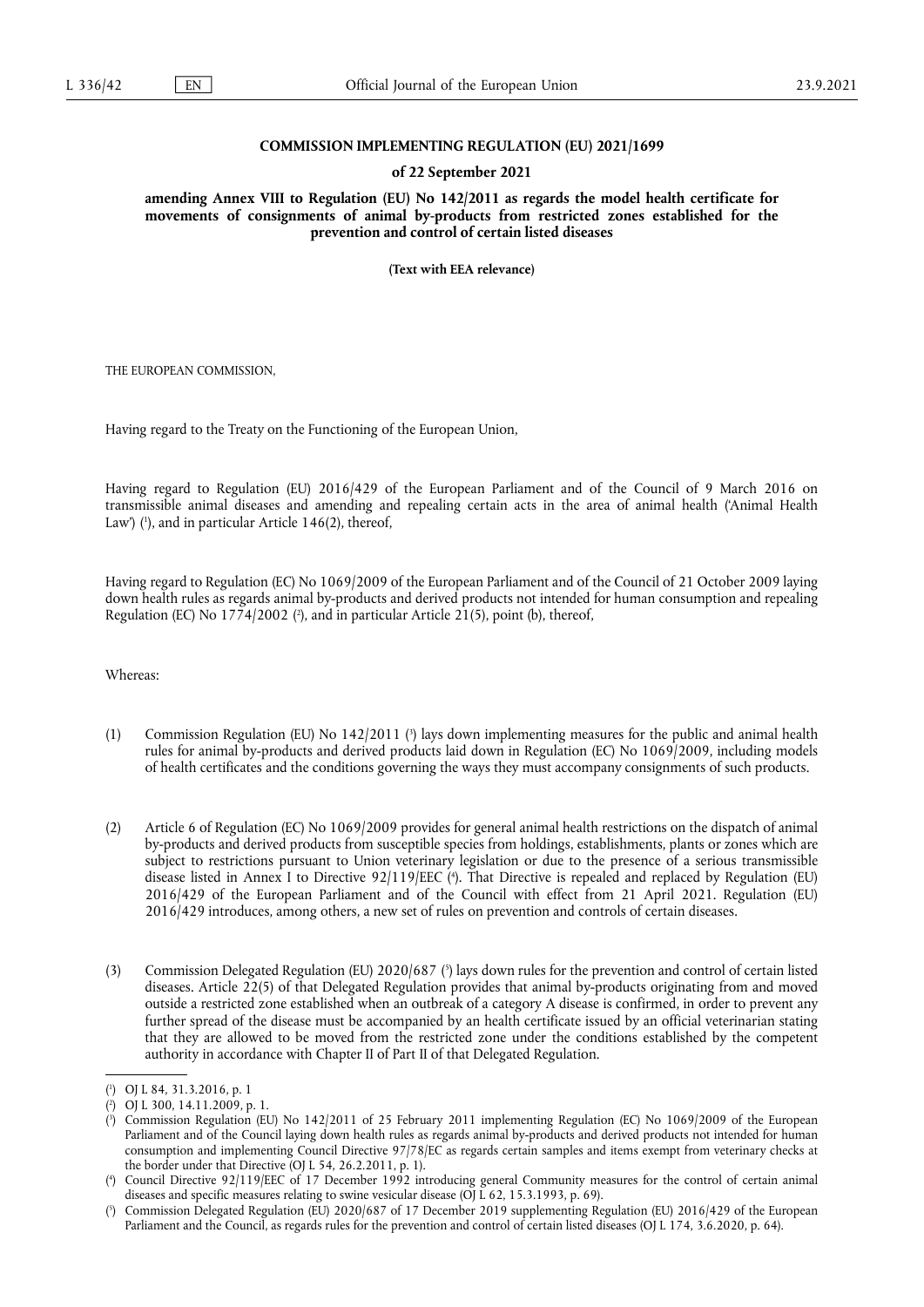**COMMISSION IMPLEMENTING REGULATION (EU) 2021/1699**

**of 22 September 2021**

**amending Annex VIII to Regulation (EU) No 142/2011 as regards the model health certificate for movements of consignments of animal by-products from restricted zones established for the prevention and control of certain listed diseases**

**(Text with EEA relevance)**

THE EUROPEAN COMMISSION,

Having regard to the Treaty on the Functioning of the European Union,

Having regard to Regulation (EU) 2016/429 of the European Parliament and of the Council of 9 March 2016 on transmissible animal diseases and amending and repealing certain acts in the area of animal health ('Animal Health Law') ([1]), and in particular Article 146(2), thereof,

Having regard to Regulation (EC) No 1069/2009 of the European Parliament and of the Council of 21 October 2009 laying down health rules as regards animal by-products and derived products not intended for human consumption and repealing Regulation (EC) No 1774/2002 ([2]), and in particular Article 21(5), point (b), thereof,

Whereas:

(1) Commission Regulation (EU) No 142/2011 ([3]) lays down implementing measures for the public and animal health rules for animal by-products and derived products laid down in Regulation (EC) No 1069/2009, including models of health certificates and the conditions governing the ways they must accompany consignments of such products.

(2) Article 6 of Regulation (EC) No 1069/2009 provides for general animal health restrictions on the dispatch of animal by-products and derived products from susceptible species from holdings, establishments, plants or zones which are subject to restrictions pursuant to Union veterinary legislation or due to the presence of a serious transmissible disease listed in Annex I to Directive 92/119/EEC ([4]). That Directive is repealed and replaced by Regulation (EU) 2016/429 of the European Parliament and of the Council with effect from 21 April 2021. Regulation (EU) 2016/429 introduces, among others, a new set of rules on prevention and controls of certain diseases.

(3) Commission Delegated Regulation (EU) 2020/687 ([5]) lays down rules for the prevention and control of certain listed diseases. Article 22(5) of that Delegated Regulation provides that animal by-products originating from and moved outside a restricted zone established when an outbreak of a category A disease is confirmed, in order to prevent any further spread of the disease must be accompanied by an health certificate issued by an official veterinarian stating that they are allowed to be moved from the restricted zone under the conditions established by the competent authority in accordance with Chapter II of Part II of that Delegated Regulation.

---

([1]) OJ L 84, 31.3.2016, p. 1

([2]) OJ L 300, 14.11.2009, p. 1.

([3]) Commission Regulation (EU) No 142/2011 of 25 February 2011 implementing Regulation (EC) No 1069/2009 of the European Parliament and of the Council laying down health rules as regards animal by-products and derived products not intended for human consumption and implementing Council Directive 97/78/EC as regards certain samples and items exempt from veterinary checks at the border under that Directive (OJ L 54, 26.2.2011, p. 1).

([4]) Council Directive 92/119/EEC of 17 December 1992 introducing general Community measures for the control of certain animal diseases and specific measures relating to swine vesicular disease (OJ L 62, 15.3.1993, p. 69).

([5]) Commission Delegated Regulation (EU) 2020/687 of 17 December 2019 supplementing Regulation (EU) 2016/429 of the European Parliament and the Council, as regards rules for the prevention and control of certain listed diseases (OJ L 174, 3.6.2020, p. 64).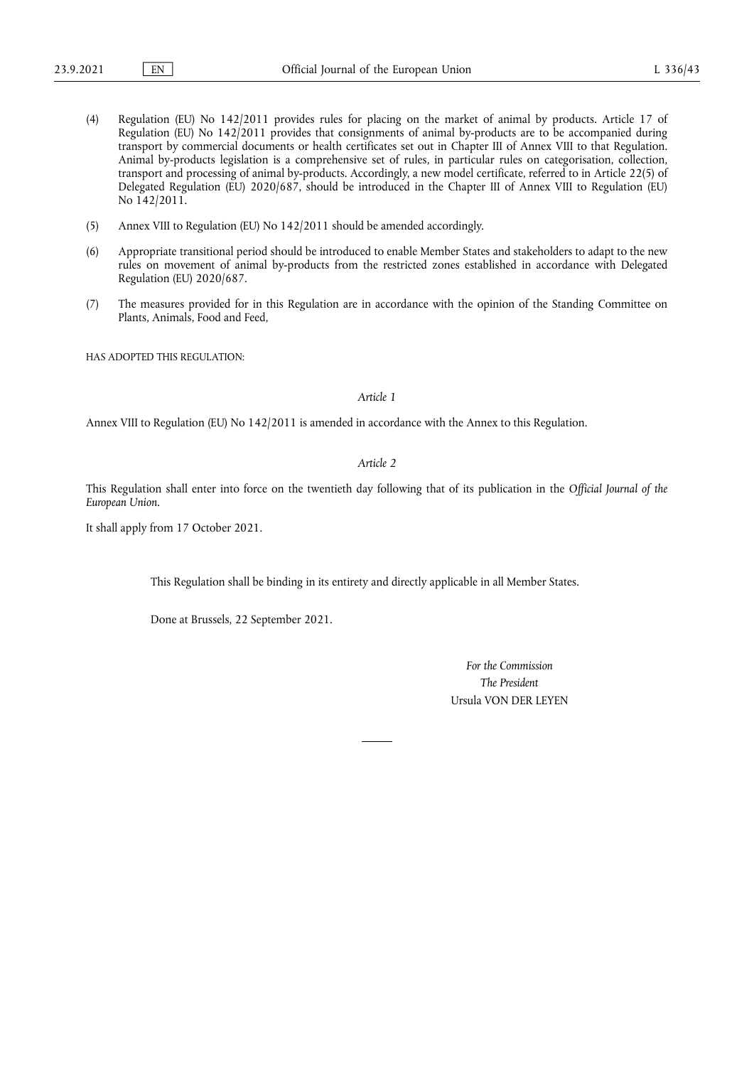(4) Regulation (EU) No 142/2011 provides rules for placing on the market of animal by products. Article 17 of Regulation (EU) No 142/2011 provides that consignments of animal by-products are to be accompanied during transport by commercial documents or health certificates set out in Chapter III of Annex VIII to that Regulation. Animal by-products legislation is a comprehensive set of rules, in particular rules on categorisation, collection, transport and processing of animal by-products. Accordingly, a new model certificate, referred to in Article 22(5) of Delegated Regulation (EU) 2020/687, should be introduced in the Chapter III of Annex VIII to Regulation (EU) No 142/2011.

(5) Annex VIII to Regulation (EU) No 142/2011 should be amended accordingly.

(6) Appropriate transitional period should be introduced to enable Member States and stakeholders to adapt to the new rules on movement of animal by-products from the restricted zones established in accordance with Delegated Regulation (EU) 2020/687.

(7) The measures provided for in this Regulation are in accordance with the opinion of the Standing Committee on Plants, Animals, Food and Feed,

HAS ADOPTED THIS REGULATION:

*Article 1*

Annex VIII to Regulation (EU) No 142/2011 is amended in accordance with the Annex to this Regulation.

*Article 2*

This Regulation shall enter into force on the twentieth day following that of its publication in the *Official Journal of the European Union*.

It shall apply from 17 October 2021.

This Regulation shall be binding in its entirety and directly applicable in all Member States.

Done at Brussels, 22 September 2021.

*For the Commission*
*The President*
Ursula VON DER LEYEN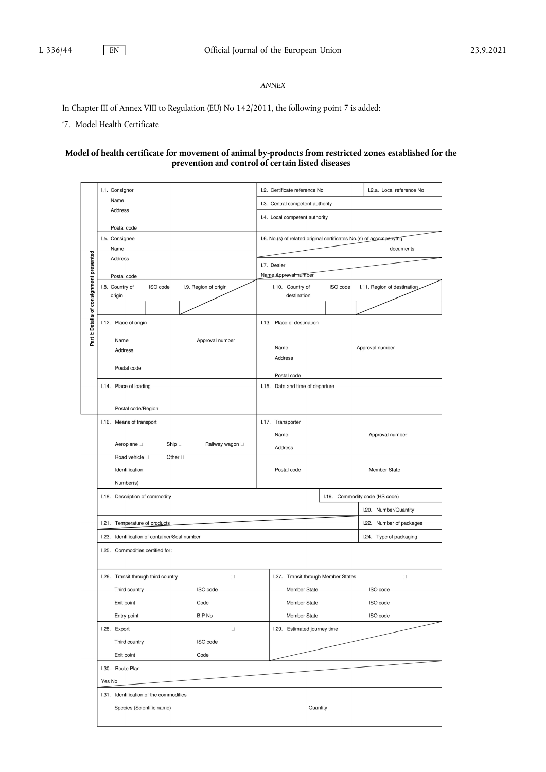*ANNEX*

In Chapter III of Annex VIII to Regulation (EU) No 142/2011, the following point 7 is added:

'7. Model Health Certificate

**Model of health certificate for movement of animal by-products from restricted zones established for the prevention and control of certain listed diseases**

Part I: Details of consignment presented

| | |
|---|---|
| I.1. Consignor<br>Name<br>Address<br>Postal code | I.2. Certificate reference No / I.2.a. Local reference No<br>I.3. Central competent authority<br>I.4. Local competent authority |
| I.5. Consignee<br>Name<br>Address<br>Postal code | I.6. No.(s) of related original certificates No.(s) of accompanying documents<br>I.7. Dealer<br>Name Approval number |
| I.8. Country of origin / ISO code / I.9. Region of origin | I.10. Country of destination / ISO code / I.11. Region of destination |
| I.12. Place of origin<br>Name Approval number<br>Address<br>Postal code | I.13. Place of destination<br>Name Approval number<br>Address<br>Postal code |
| I.14. Place of loading<br>Postal code/Region | I.15. Date and time of departure |
| I.16. Means of transport<br>Aeroplane ☐ Ship ☐ Railway wagon ☐<br>Road vehicle ☐ Other ☐<br>Identification<br>Number(s) | I.17. Transporter<br>Name Approval number<br>Address<br>Postal code Member State |
| I.18. Description of commodity | I.19. Commodity code (HS code)<br>I.20. Number/Quantity |
| I.21. Temperature of products | I.22. Number of packages |
| I.23. Identification of container/Seal number | I.24. Type of packaging |
| I.25. Commodities certified for: | |
| I.26. Transit through third country ☐<br>Third country ISO code<br>Exit point Code<br>Entry point BIP No | I.27. Transit through Member States ☐<br>Member State ISO code<br>Member State ISO code<br>Member State ISO code |
| I.28. Export ☐<br>Third country ISO code<br>Exit point Code | I.29. Estimated journey time |
| I.30. Route Plan<br>Yes No | |
| I.31. Identification of the commodities<br>Species (Scientific name) Quantity | |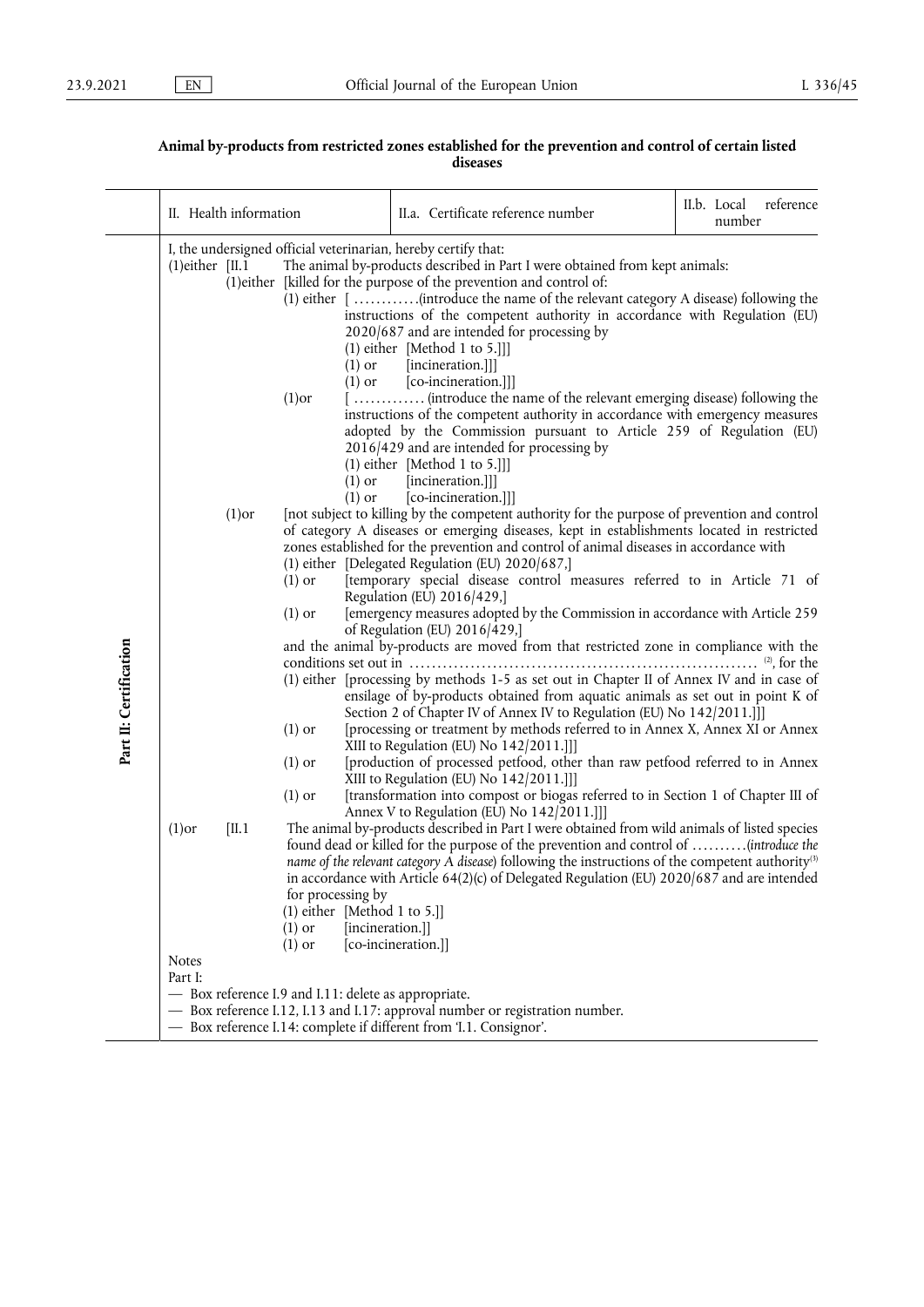## Animal by-products from restricted zones established for the prevention and control of certain listed diseases

| | II. Health information | II.a. Certificate reference number | II.b. Local reference number |
|---|---|---|---|

**Part II: Certification**

I, the undersigned official veterinarian, hereby certify that:

(1)either [II.1 The animal by-products described in Part I were obtained from kept animals:

(1)either [killed for the purpose of the prevention and control of:

(1) either [ …………(introduce the name of the relevant category A disease) following the instructions of the competent authority in accordance with Regulation (EU) 2020/687 and are intended for processing by

(1) either [Method 1 to 5.]]]

(1) or [incineration.]]]

(1) or [co-incineration.]]]

(1)or [ …………. (introduce the name of the relevant emerging disease) following the instructions of the competent authority in accordance with emergency measures adopted by the Commission pursuant to Article 259 of Regulation (EU) 2016/429 and are intended for processing by

(1) either [Method 1 to 5.]]]

(1) or [incineration.]]]

(1) or [co-incineration.]]]

(1)or [not subject to killing by the competent authority for the purpose of prevention and control of category A diseases or emerging diseases, kept in establishments located in restricted zones established for the prevention and control of animal diseases in accordance with

(1) either [Delegated Regulation (EU) 2020/687,]

(1) or [temporary special disease control measures referred to in Article 71 of Regulation (EU) 2016/429,]

(1) or [emergency measures adopted by the Commission in accordance with Article 259 of Regulation (EU) 2016/429,]

and the animal by-products are moved from that restricted zone in compliance with the conditions set out in ………………………………………………………… [(2)], for the

(1) either [processing by methods 1-5 as set out in Chapter II of Annex IV and in case of ensilage of by-products obtained from aquatic animals as set out in point K of Section 2 of Chapter IV of Annex IV to Regulation (EU) No 142/2011.]]]

(1) or [processing or treatment by methods referred to in Annex X, Annex XI or Annex XIII to Regulation (EU) No 142/2011.]]]

(1) or [production of processed petfood, other than raw petfood referred to in Annex XIII to Regulation (EU) No 142/2011.]]]

(1) or [transformation into compost or biogas referred to in Section 1 of Chapter III of Annex V to Regulation (EU) No 142/2011.]]]

(1)or [II.1 The animal by-products described in Part I were obtained from wild animals of listed species found dead or killed for the purpose of the prevention and control of ……….(*introduce the name of the relevant category A disease*) following the instructions of the competent authority[(3)] in accordance with Article 64(2)(c) of Delegated Regulation (EU) 2020/687 and are intended for processing by

(1) either [Method 1 to 5.]]

(1) or [incineration.]]

(1) or [co-incineration.]]

Notes

Part I:

— Box reference I.9 and I.11: delete as appropriate.

— Box reference I.12, I.13 and I.17: approval number or registration number.

— Box reference I.14: complete if different from 'I.1. Consignor'.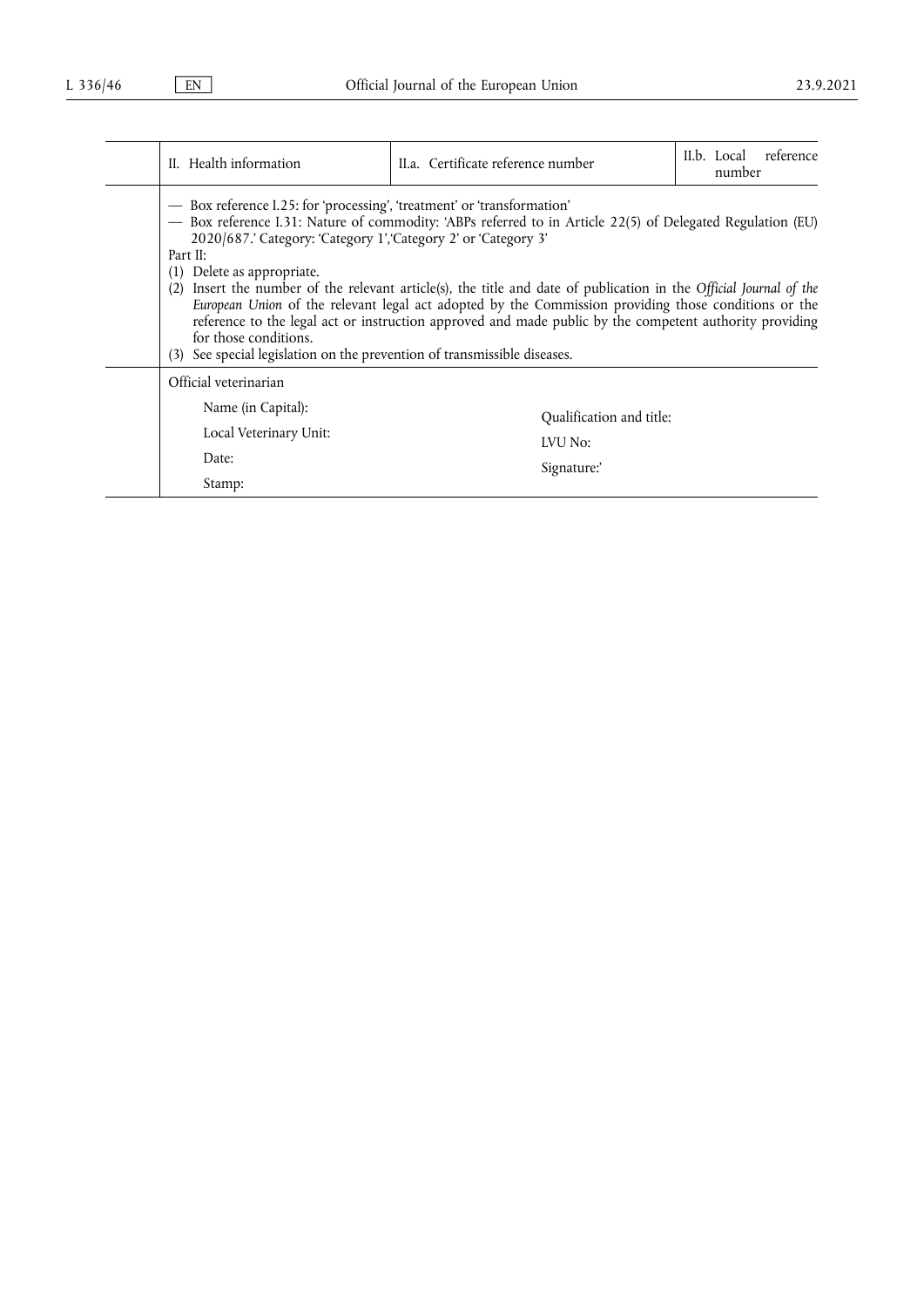| II. Health information | II.a. Certificate reference number | II.b. Local reference number |
| --- | --- | --- |

— Box reference I.25: for 'processing', 'treatment' or 'transformation'

— Box reference I.31: Nature of commodity: 'ABPs referred to in Article 22(5) of Delegated Regulation (EU) 2020/687.' Category: 'Category 1','Category 2' or 'Category 3'

Part II:

(1) Delete as appropriate.

(2) Insert the number of the relevant article(s), the title and date of publication in the *Official Journal of the European Union* of the relevant legal act adopted by the Commission providing those conditions or the reference to the legal act or instruction approved and made public by the competent authority providing for those conditions.

(3) See special legislation on the prevention of transmissible diseases.

Official veterinarian

| | |
| --- | --- |
| Name (in Capital): | Qualification and title: |
| Local Veterinary Unit: | LVU No: |
| Date: | Signature:' |
| Stamp: | |